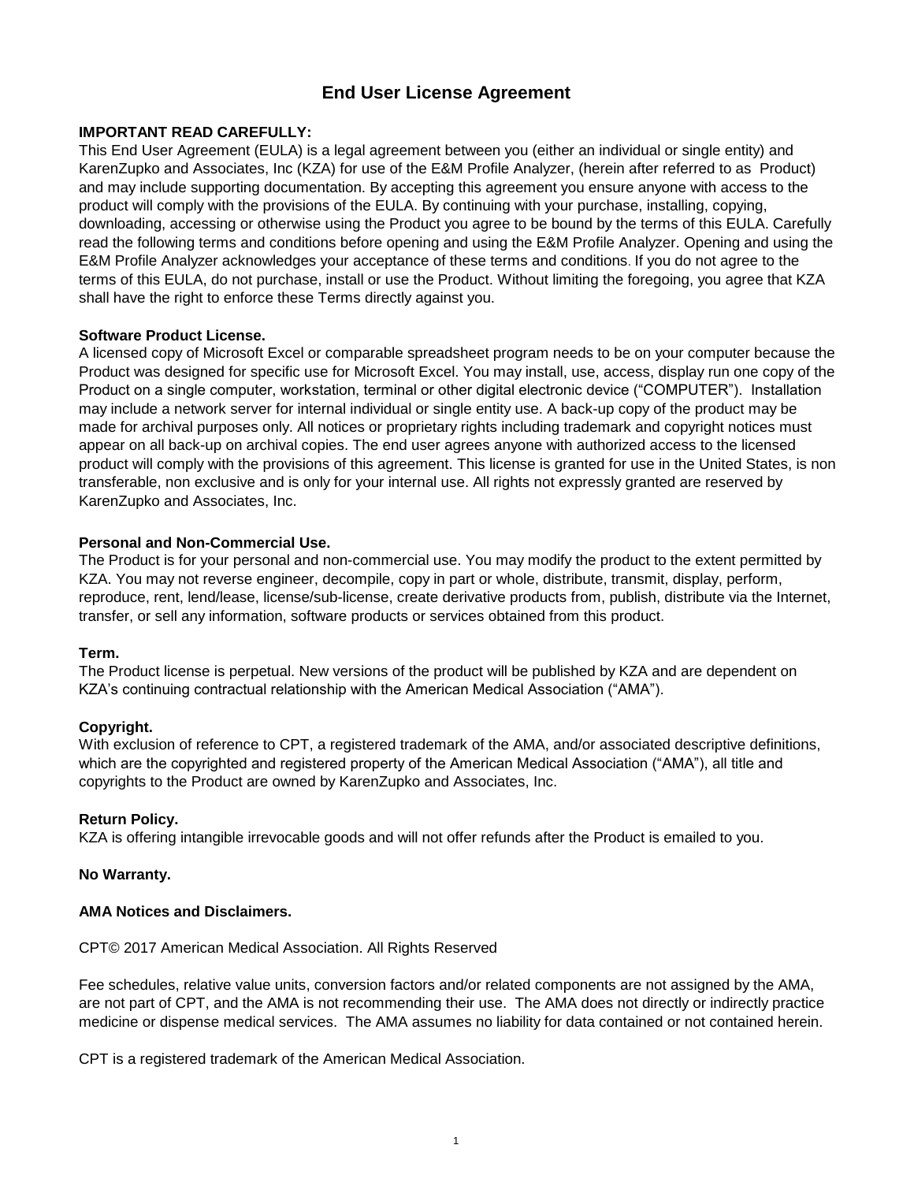# End User License Agreement

**IMPORTANT READ CAREFULLY:**
This End User Agreement (EULA) is a legal agreement between you (either an individual or single entity) and KarenZupko and Associates, Inc (KZA) for use of the E&M Profile Analyzer, (herein after referred to as Product) and may include supporting documentation. By accepting this agreement you ensure anyone with access to the product will comply with the provisions of the EULA. By continuing with your purchase, installing, copying, downloading, accessing or otherwise using the Product you agree to be bound by the terms of this EULA. Carefully read the following terms and conditions before opening and using the E&M Profile Analyzer. Opening and using the E&M Profile Analyzer acknowledges your acceptance of these terms and conditions. If you do not agree to the terms of this EULA, do not purchase, install or use the Product. Without limiting the foregoing, you agree that KZA shall have the right to enforce these Terms directly against you.

**Software Product License.**
A licensed copy of Microsoft Excel or comparable spreadsheet program needs to be on your computer because the Product was designed for specific use for Microsoft Excel. You may install, use, access, display run one copy of the Product on a single computer, workstation, terminal or other digital electronic device ("COMPUTER"). Installation may include a network server for internal individual or single entity use. A back-up copy of the product may be made for archival purposes only. All notices or proprietary rights including trademark and copyright notices must appear on all back-up on archival copies. The end user agrees anyone with authorized access to the licensed product will comply with the provisions of this agreement. This license is granted for use in the United States, is non transferable, non exclusive and is only for your internal use. All rights not expressly granted are reserved by KarenZupko and Associates, Inc.

**Personal and Non-Commercial Use.**
The Product is for your personal and non-commercial use. You may modify the product to the extent permitted by KZA. You may not reverse engineer, decompile, copy in part or whole, distribute, transmit, display, perform, reproduce, rent, lend/lease, license/sub-license, create derivative products from, publish, distribute via the Internet, transfer, or sell any information, software products or services obtained from this product.

**Term.**
The Product license is perpetual. New versions of the product will be published by KZA and are dependent on KZA's continuing contractual relationship with the American Medical Association ("AMA").

**Copyright.**
With exclusion of reference to CPT, a registered trademark of the AMA, and/or associated descriptive definitions, which are the copyrighted and registered property of the American Medical Association ("AMA"), all title and copyrights to the Product are owned by KarenZupko and Associates, Inc.

**Return Policy.**
KZA is offering intangible irrevocable goods and will not offer refunds after the Product is emailed to you.

**No Warranty.**

**AMA Notices and Disclaimers.**

CPT© 2017 American Medical Association. All Rights Reserved

Fee schedules, relative value units, conversion factors and/or related components are not assigned by the AMA, are not part of CPT, and the AMA is not recommending their use. The AMA does not directly or indirectly practice medicine or dispense medical services. The AMA assumes no liability for data contained or not contained herein.

CPT is a registered trademark of the American Medical Association.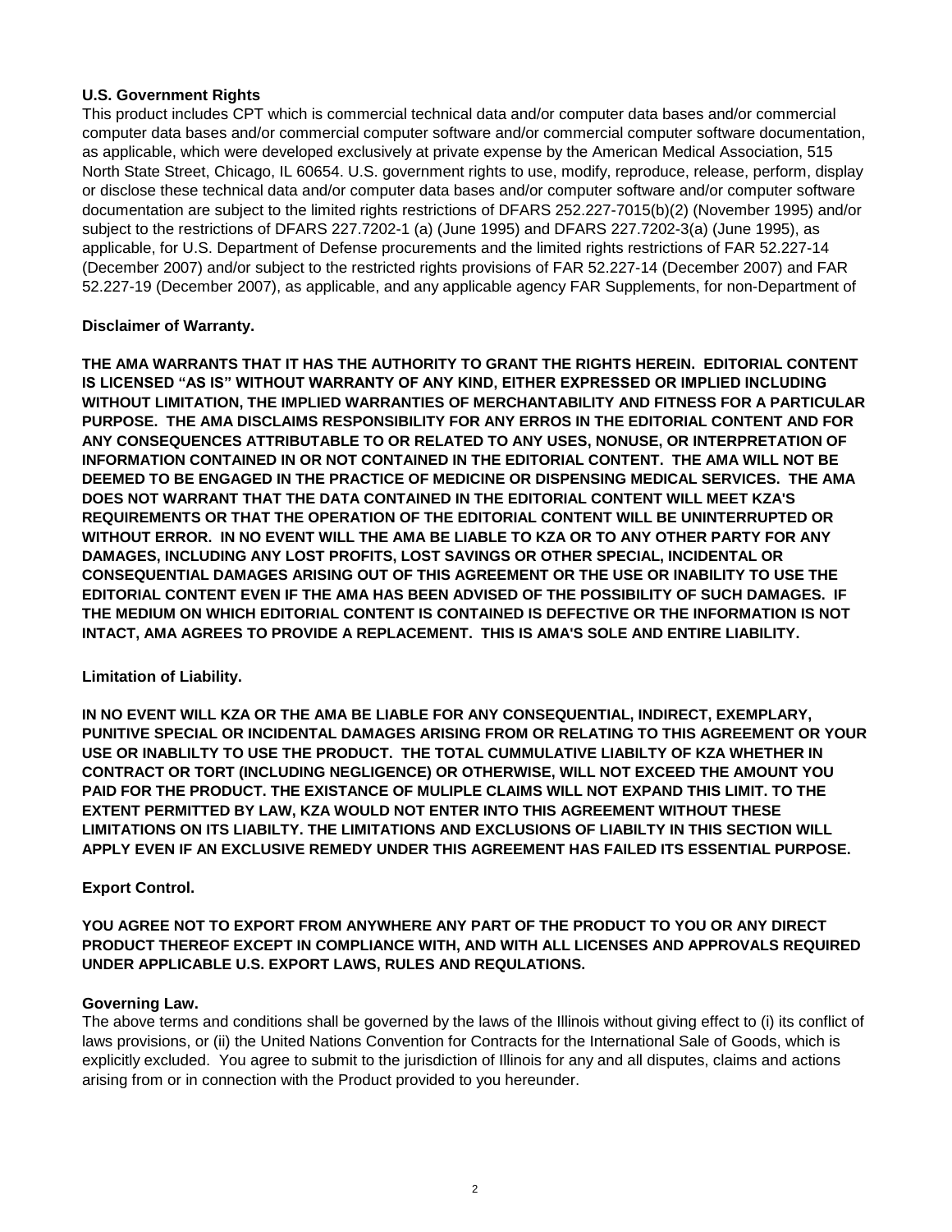**U.S. Government Rights**

This product includes CPT which is commercial technical data and/or computer data bases and/or commercial computer data bases and/or commercial computer software and/or commercial computer software documentation, as applicable, which were developed exclusively at private expense by the American Medical Association, 515 North State Street, Chicago, IL 60654. U.S. government rights to use, modify, reproduce, release, perform, display or disclose these technical data and/or computer data bases and/or computer software and/or computer software documentation are subject to the limited rights restrictions of DFARS 252.227-7015(b)(2) (November 1995) and/or subject to the restrictions of DFARS 227.7202-1 (a) (June 1995) and DFARS 227.7202-3(a) (June 1995), as applicable, for U.S. Department of Defense procurements and the limited rights restrictions of FAR 52.227-14 (December 2007) and/or subject to the restricted rights provisions of FAR 52.227-14 (December 2007) and FAR 52.227-19 (December 2007), as applicable, and any applicable agency FAR Supplements, for non-Department of

**Disclaimer of Warranty.**

**THE AMA WARRANTS THAT IT HAS THE AUTHORITY TO GRANT THE RIGHTS HEREIN. EDITORIAL CONTENT IS LICENSED "AS IS" WITHOUT WARRANTY OF ANY KIND, EITHER EXPRESSED OR IMPLIED INCLUDING WITHOUT LIMITATION, THE IMPLIED WARRANTIES OF MERCHANTABILITY AND FITNESS FOR A PARTICULAR PURPOSE. THE AMA DISCLAIMS RESPONSIBILITY FOR ANY ERROS IN THE EDITORIAL CONTENT AND FOR ANY CONSEQUENCES ATTRIBUTABLE TO OR RELATED TO ANY USES, NONUSE, OR INTERPRETATION OF INFORMATION CONTAINED IN OR NOT CONTAINED IN THE EDITORIAL CONTENT. THE AMA WILL NOT BE DEEMED TO BE ENGAGED IN THE PRACTICE OF MEDICINE OR DISPENSING MEDICAL SERVICES. THE AMA DOES NOT WARRANT THAT THE DATA CONTAINED IN THE EDITORIAL CONTENT WILL MEET KZA'S REQUIREMENTS OR THAT THE OPERATION OF THE EDITORIAL CONTENT WILL BE UNINTERRUPTED OR WITHOUT ERROR. IN NO EVENT WILL THE AMA BE LIABLE TO KZA OR TO ANY OTHER PARTY FOR ANY DAMAGES, INCLUDING ANY LOST PROFITS, LOST SAVINGS OR OTHER SPECIAL, INCIDENTAL OR CONSEQUENTIAL DAMAGES ARISING OUT OF THIS AGREEMENT OR THE USE OR INABILITY TO USE THE EDITORIAL CONTENT EVEN IF THE AMA HAS BEEN ADVISED OF THE POSSIBILITY OF SUCH DAMAGES. IF THE MEDIUM ON WHICH EDITORIAL CONTENT IS CONTAINED IS DEFECTIVE OR THE INFORMATION IS NOT INTACT, AMA AGREES TO PROVIDE A REPLACEMENT. THIS IS AMA'S SOLE AND ENTIRE LIABILITY.**

**Limitation of Liability.**

**IN NO EVENT WILL KZA OR THE AMA BE LIABLE FOR ANY CONSEQUENTIAL, INDIRECT, EXEMPLARY, PUNITIVE SPECIAL OR INCIDENTAL DAMAGES ARISING FROM OR RELATING TO THIS AGREEMENT OR YOUR USE OR INABLILTY TO USE THE PRODUCT. THE TOTAL CUMMULATIVE LIABILTY OF KZA WHETHER IN CONTRACT OR TORT (INCLUDING NEGLIGENCE) OR OTHERWISE, WILL NOT EXCEED THE AMOUNT YOU PAID FOR THE PRODUCT. THE EXISTANCE OF MULIPLE CLAIMS WILL NOT EXPAND THIS LIMIT. TO THE EXTENT PERMITTED BY LAW, KZA WOULD NOT ENTER INTO THIS AGREEMENT WITHOUT THESE LIMITATIONS ON ITS LIABILTY. THE LIMITATIONS AND EXCLUSIONS OF LIABILTY IN THIS SECTION WILL APPLY EVEN IF AN EXCLUSIVE REMEDY UNDER THIS AGREEMENT HAS FAILED ITS ESSENTIAL PURPOSE.**

**Export Control.**

**YOU AGREE NOT TO EXPORT FROM ANYWHERE ANY PART OF THE PRODUCT TO YOU OR ANY DIRECT PRODUCT THEREOF EXCEPT IN COMPLIANCE WITH, AND WITH ALL LICENSES AND APPROVALS REQUIRED UNDER APPLICABLE U.S. EXPORT LAWS, RULES AND REQULATIONS.**

**Governing Law.**

The above terms and conditions shall be governed by the laws of the Illinois without giving effect to (i) its conflict of laws provisions, or (ii) the United Nations Convention for Contracts for the International Sale of Goods, which is explicitly excluded. You agree to submit to the jurisdiction of Illinois for any and all disputes, claims and actions arising from or in connection with the Product provided to you hereunder.